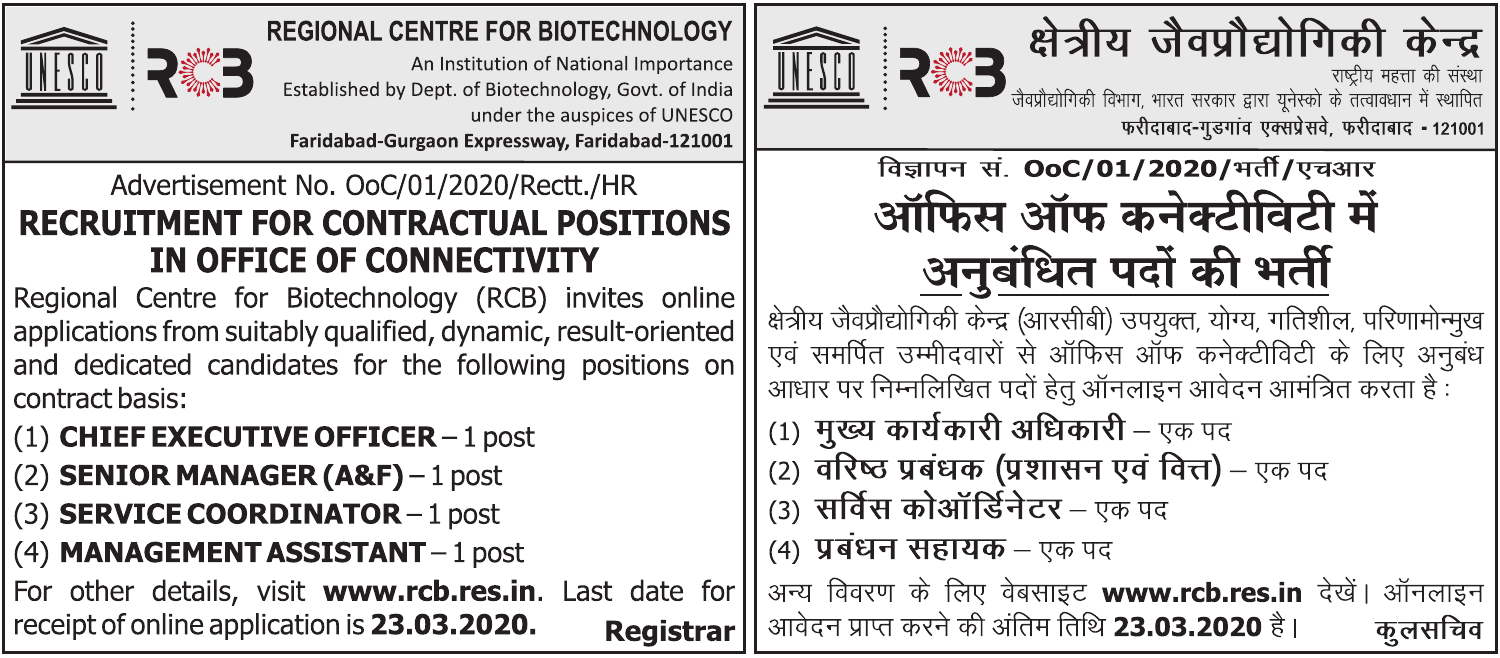## REGIONAL CENTRE FOR BIOTECHNOLOGY

An Institution of National Importance
Established by Dept. of Biotechnology, Govt. of India
under the auspices of UNESCO
**Faridabad-Gurgaon Expressway, Faridabad-121001**

Advertisement No. OoC/01/2020/Rectt./HR

# RECRUITMENT FOR CONTRACTUAL POSITIONS IN OFFICE OF CONNECTIVITY

Regional Centre for Biotechnology (RCB) invites online applications from suitably qualified, dynamic, result-oriented and dedicated candidates for the following positions on contract basis:

(1) **CHIEF EXECUTIVE OFFICER** – 1 post
(2) **SENIOR MANAGER (A&F)** – 1 post
(3) **SERVICE COORDINATOR** – 1 post
(4) **MANAGEMENT ASSISTANT** – 1 post

For other details, visit **www.rcb.res.in**. Last date for receipt of online application is **23.03.2020.**

**Registrar**

---

## क्षेत्रीय जैवप्रौद्योगिकी केन्द्र

राष्ट्रीय महत्ता की संस्था
जैवप्रौद्योगिकी विभाग, भारत सरकार द्वारा यूनेस्को के तत्वावधान में स्थापित
**फरीदाबाद-गुड़गांव एक्सप्रेसवे, फरीदाबाद - 121001**

**विज्ञापन सं. OoC/01/2020/भर्ती/एचआर**

# ऑफिस ऑफ कनेक्टीविटी में अनुबंधित पदों की भर्ती

क्षेत्रीय जैवप्रौद्योगिकी केन्द्र (आरसीबी) उपयुक्त, योग्य, गतिशील, परिणामोन्मुख एवं समर्पित उम्मीदवारों से ऑफिस ऑफ कनेक्टीविटी के लिए अनुबंध आधार पर निम्नलिखित पदों हेतु ऑनलाइन आवेदन आमंत्रित करता है :

(1) **मुख्य कार्यकारी अधिकारी** – एक पद
(2) **वरिष्ठ प्रबंधक (प्रशासन एवं वित्त)** – एक पद
(3) **सर्विस कोऑर्डिनेटर** – एक पद
(4) **प्रबंधन सहायक** – एक पद

अन्य विवरण के लिए वेबसाइट **www.rcb.res.in** देखें। ऑनलाइन आवेदन प्राप्त करने की अंतिम तिथि **23.03.2020** है।

**कुलसचिव**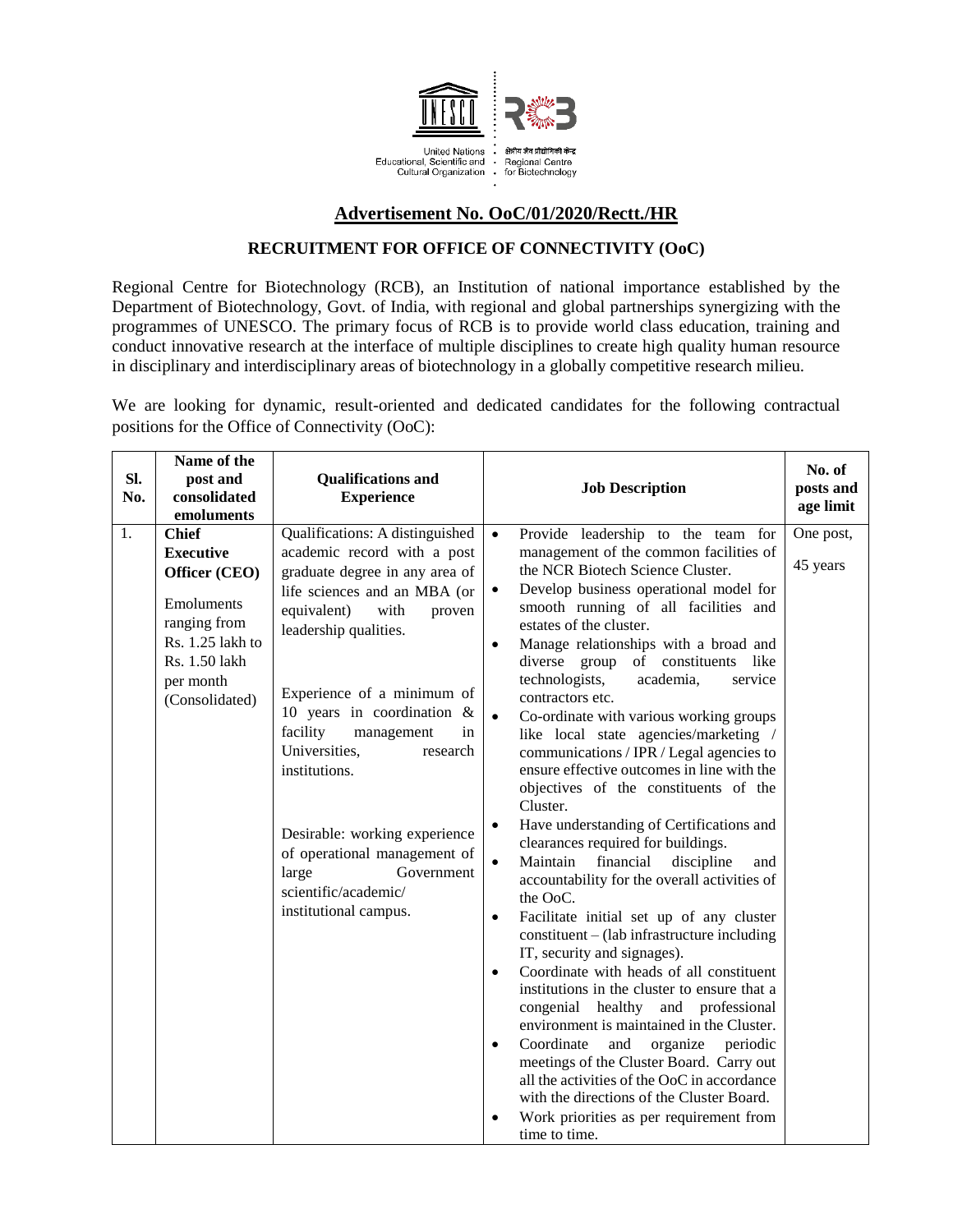United Nations Educational, Scientific and Cultural Organization

क्षेत्रीय जैव प्रौद्योगिकी केन्द्र
Regional Centre for Biotechnology

## Advertisement No. OoC/01/2020/Rectt./HR

### RECRUITMENT FOR OFFICE OF CONNECTIVITY (OoC)

Regional Centre for Biotechnology (RCB), an Institution of national importance established by the Department of Biotechnology, Govt. of India, with regional and global partnerships synergizing with the programmes of UNESCO. The primary focus of RCB is to provide world class education, training and conduct innovative research at the interface of multiple disciplines to create high quality human resource in disciplinary and interdisciplinary areas of biotechnology in a globally competitive research milieu.

We are looking for dynamic, result-oriented and dedicated candidates for the following contractual positions for the Office of Connectivity (OoC):

| Sl. No. | Name of the post and consolidated emoluments | Qualifications and Experience | Job Description | No. of posts and age limit |
|---|---|---|---|---|
| 1. | **Chief Executive Officer (CEO)**<br><br>Emoluments ranging from Rs. 1.25 lakh to Rs. 1.50 lakh per month (Consolidated) | Qualifications: A distinguished academic record with a post graduate degree in any area of life sciences and an MBA (or equivalent) with proven leadership qualities.<br><br>Experience of a minimum of 10 years in coordination & facility management in Universities, research institutions.<br><br>Desirable: working experience of operational management of large Government scientific/academic/ institutional campus. | • Provide leadership to the team for management of the common facilities of the NCR Biotech Science Cluster.<br>• Develop business operational model for smooth running of all facilities and estates of the cluster.<br>• Manage relationships with a broad and diverse group of constituents like technologists, academia, service contractors etc.<br>• Co-ordinate with various working groups like local state agencies/marketing / communications / IPR / Legal agencies to ensure effective outcomes in line with the objectives of the constituents of the Cluster.<br>• Have understanding of Certifications and clearances required for buildings.<br>• Maintain financial discipline and accountability for the overall activities of the OoC.<br>• Facilitate initial set up of any cluster constituent – (lab infrastructure including IT, security and signages).<br>• Coordinate with heads of all constituent institutions in the cluster to ensure that a congenial healthy and professional environment is maintained in the Cluster.<br>• Coordinate and organize periodic meetings of the Cluster Board. Carry out all the activities of the OoC in accordance with the directions of the Cluster Board.<br>• Work priorities as per requirement from time to time. | One post,<br><br>45 years |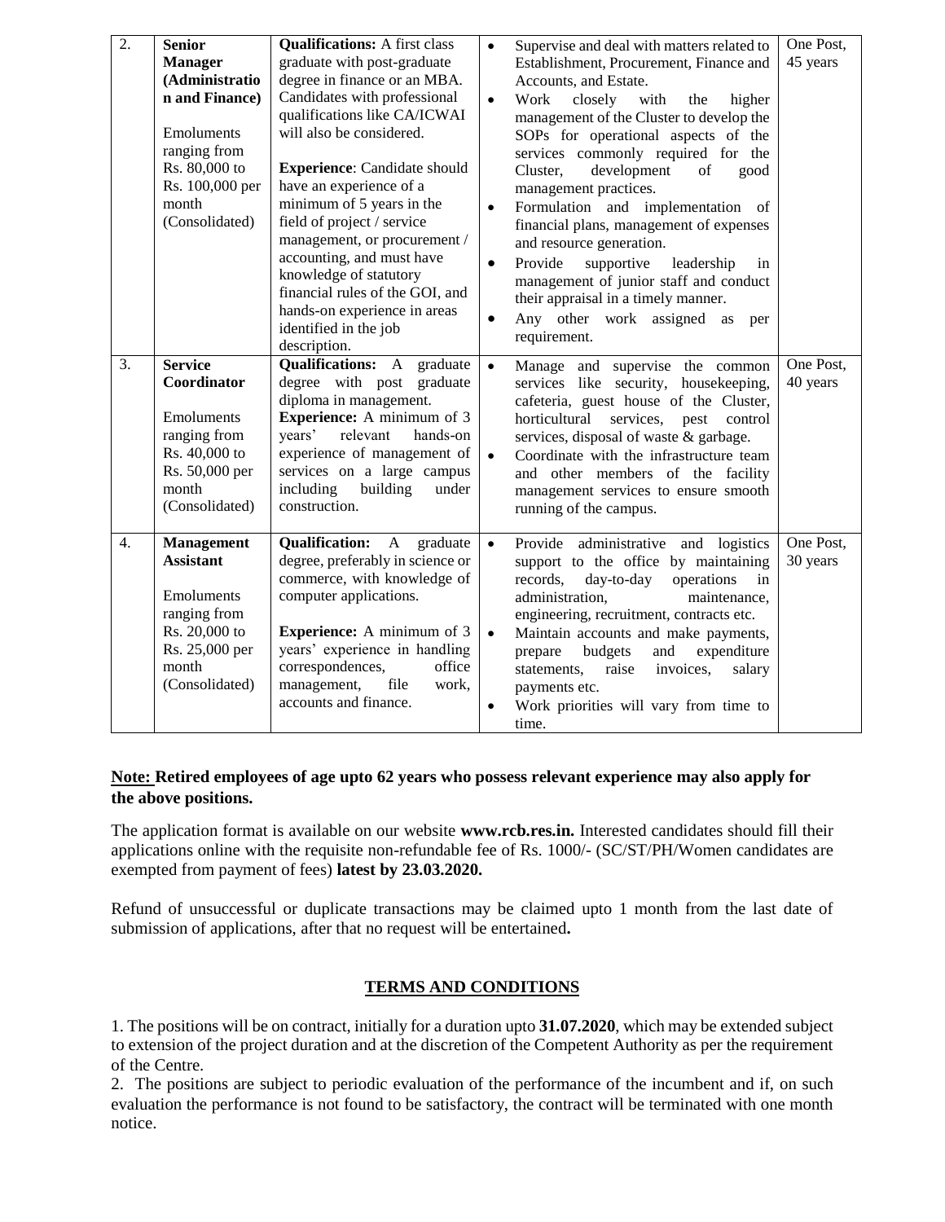| 2. | **Senior Manager (Administration and Finance)**<br><br>Emoluments ranging from Rs. 80,000 to Rs. 100,000 per month (Consolidated) | **Qualifications:** A first class graduate with post-graduate degree in finance or an MBA. Candidates with professional qualifications like CA/ICWAI will also be considered.<br><br>**Experience**: Candidate should have an experience of a minimum of 5 years in the field of project / service management, or procurement / accounting, and must have knowledge of statutory financial rules of the GOI, and hands-on experience in areas identified in the job description. | • Supervise and deal with matters related to Establishment, Procurement, Finance and Accounts, and Estate.<br>• Work closely with the higher management of the Cluster to develop the SOPs for operational aspects of the services commonly required for the Cluster, development of good management practices.<br>• Formulation and implementation of financial plans, management of expenses and resource generation.<br>• Provide supportive leadership in management of junior staff and conduct their appraisal in a timely manner.<br>• Any other work assigned as per requirement. | One Post, 45 years |
|---|---|---|---|---|
| 3. | **Service Coordinator**<br><br>Emoluments ranging from Rs. 40,000 to Rs. 50,000 per month (Consolidated) | **Qualifications:** A graduate degree with post graduate diploma in management.<br>**Experience:** A minimum of 3 years' relevant hands-on experience of management of services on a large campus including building under construction. | • Manage and supervise the common services like security, housekeeping, cafeteria, guest house of the Cluster, horticultural services, pest control services, disposal of waste & garbage.<br>• Coordinate with the infrastructure team and other members of the facility management services to ensure smooth running of the campus. | One Post, 40 years |
| 4. | **Management Assistant**<br><br>Emoluments ranging from Rs. 20,000 to Rs. 25,000 per month (Consolidated) | **Qualification:** A graduate degree, preferably in science or commerce, with knowledge of computer applications.<br><br>**Experience:** A minimum of 3 years' experience in handling correspondences, office management, file work, accounts and finance. | • Provide administrative and logistics support to the office by maintaining records, day-to-day operations in administration, maintenance, engineering, recruitment, contracts etc.<br>• Maintain accounts and make payments, prepare budgets and expenditure statements, raise invoices, salary payments etc.<br>• Work priorities will vary from time to time. | One Post, 30 years |

**Note: Retired employees of age upto 62 years who possess relevant experience may also apply for the above positions.**

The application format is available on our website **www.rcb.res.in.** Interested candidates should fill their applications online with the requisite non-refundable fee of Rs. 1000/- (SC/ST/PH/Women candidates are exempted from payment of fees) **latest by 23.03.2020.**

Refund of unsuccessful or duplicate transactions may be claimed upto 1 month from the last date of submission of applications, after that no request will be entertained**.**

## TERMS AND CONDITIONS

1. The positions will be on contract, initially for a duration upto **31.07.2020**, which may be extended subject to extension of the project duration and at the discretion of the Competent Authority as per the requirement of the Centre.
2. The positions are subject to periodic evaluation of the performance of the incumbent and if, on such evaluation the performance is not found to be satisfactory, the contract will be terminated with one month notice.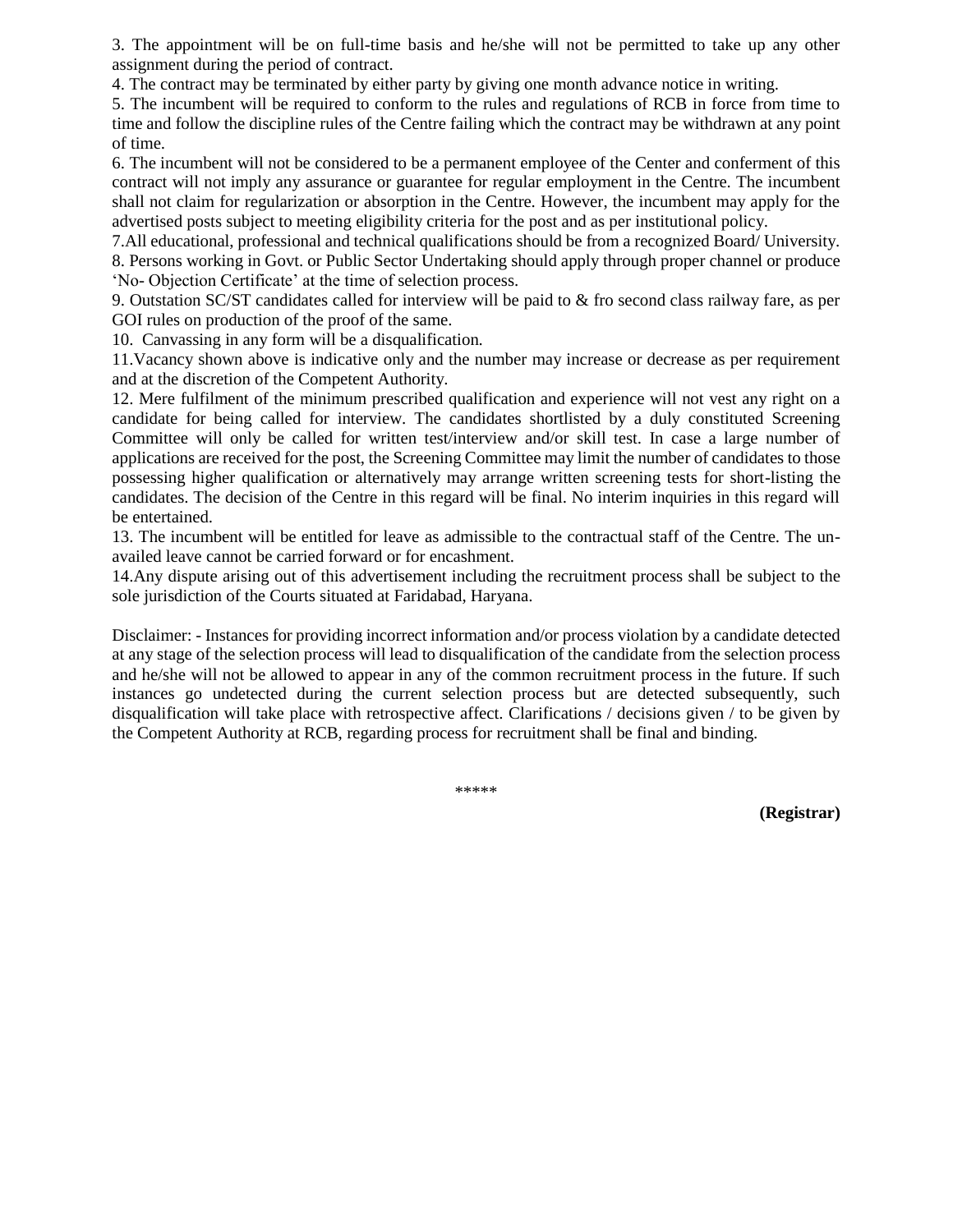3. The appointment will be on full-time basis and he/she will not be permitted to take up any other assignment during the period of contract.

4. The contract may be terminated by either party by giving one month advance notice in writing.

5. The incumbent will be required to conform to the rules and regulations of RCB in force from time to time and follow the discipline rules of the Centre failing which the contract may be withdrawn at any point of time.

6. The incumbent will not be considered to be a permanent employee of the Center and conferment of this contract will not imply any assurance or guarantee for regular employment in the Centre. The incumbent shall not claim for regularization or absorption in the Centre. However, the incumbent may apply for the advertised posts subject to meeting eligibility criteria for the post and as per institutional policy.

7.All educational, professional and technical qualifications should be from a recognized Board/ University.

8. Persons working in Govt. or Public Sector Undertaking should apply through proper channel or produce 'No- Objection Certificate' at the time of selection process.

9. Outstation SC/ST candidates called for interview will be paid to & fro second class railway fare, as per GOI rules on production of the proof of the same.

10. Canvassing in any form will be a disqualification.

11.Vacancy shown above is indicative only and the number may increase or decrease as per requirement and at the discretion of the Competent Authority.

12. Mere fulfilment of the minimum prescribed qualification and experience will not vest any right on a candidate for being called for interview. The candidates shortlisted by a duly constituted Screening Committee will only be called for written test/interview and/or skill test. In case a large number of applications are received for the post, the Screening Committee may limit the number of candidates to those possessing higher qualification or alternatively may arrange written screening tests for short-listing the candidates. The decision of the Centre in this regard will be final. No interim inquiries in this regard will be entertained.

13. The incumbent will be entitled for leave as admissible to the contractual staff of the Centre. The un-availed leave cannot be carried forward or for encashment.

14.Any dispute arising out of this advertisement including the recruitment process shall be subject to the sole jurisdiction of the Courts situated at Faridabad, Haryana.

Disclaimer: - Instances for providing incorrect information and/or process violation by a candidate detected at any stage of the selection process will lead to disqualification of the candidate from the selection process and he/she will not be allowed to appear in any of the common recruitment process in the future. If such instances go undetected during the current selection process but are detected subsequently, such disqualification will take place with retrospective affect. Clarifications / decisions given / to be given by the Competent Authority at RCB, regarding process for recruitment shall be final and binding.

*****

**(Registrar)**